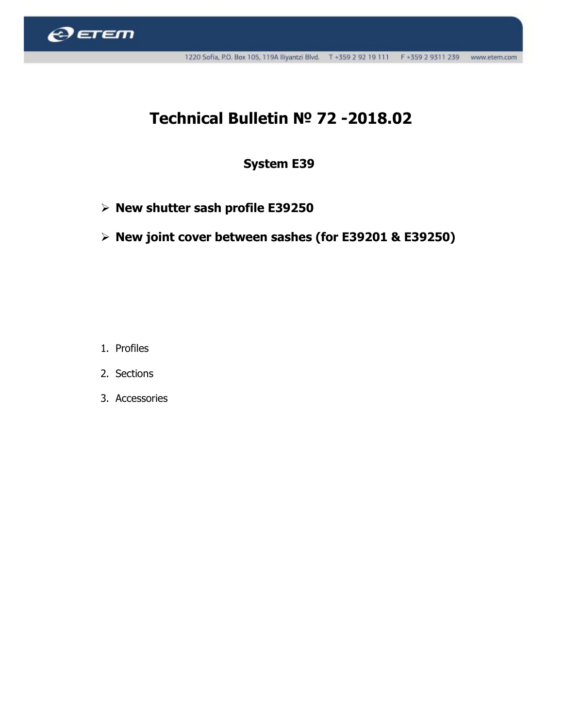# Technical Bulletin № 72 -2018.02

## System E39

- **New shutter sash profile E39250**
- **New joint cover between sashes (for E39201 & E39250)**

1. Profiles
2. Sections
3. Accessories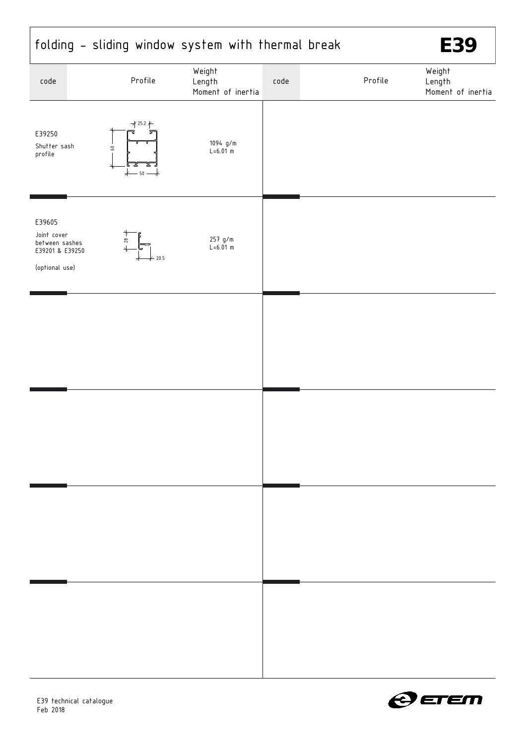# folding - sliding window system with thermal break

**E39**

| code | Profile | Weight<br>Length<br>Moment of inertia | code | Profile | Weight<br>Length<br>Moment of inertia |
|---|---|---|---|---|---|
| E39250<br>Shutter sash profile | 25.2<br>60<br>50 | 1094 g/m<br>L=6.01 m | | | |
| E39605<br>Joint cover between sashes E39201 & E39250<br><br>(optional use) | 28<br>20.5 | 257 g/m<br>L=6.01 m | | | |
| | | | | | |
| | | | | | |
| | | | | | |
| | | | | | |

E39 technical catalogue
Feb 2018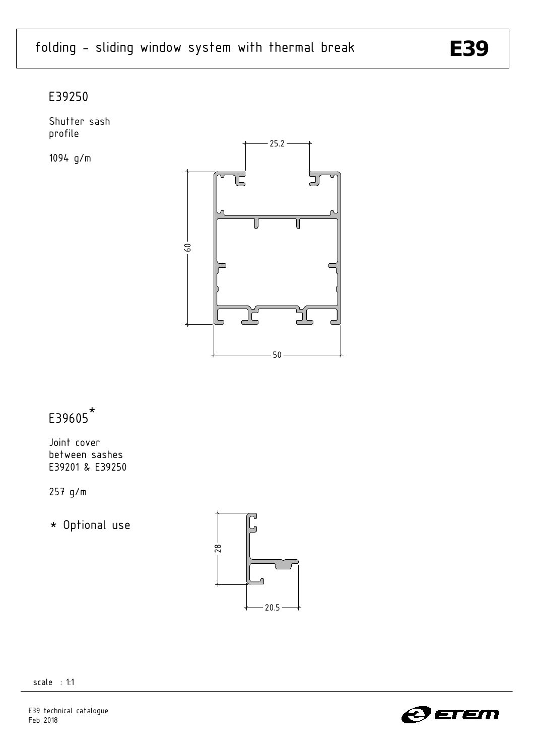# folding - sliding window system with thermal break

**E39**

## E39250

Shutter sash profile

1094 g/m

25.2

60

50

## E39605*

Joint cover between sashes E39201 & E39250

257 g/m

* Optional use

28

20.5

scale : 1:1

E39 technical catalogue
Feb 2018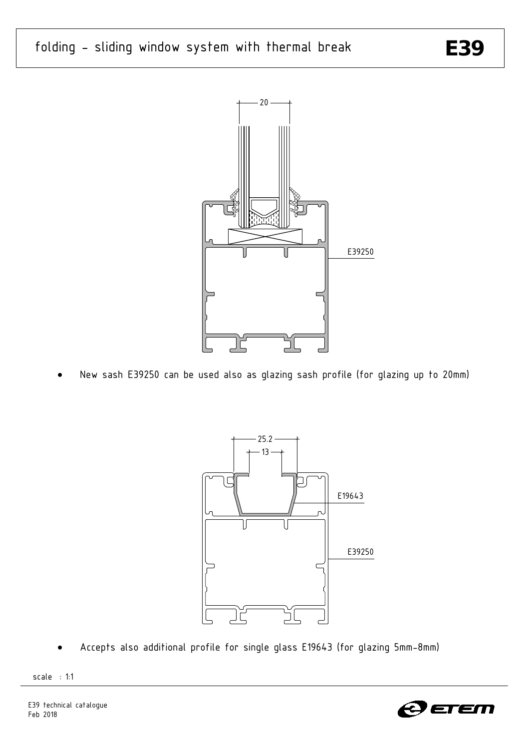# folding - sliding window system with thermal break

**E39**

20

E39250

- New sash E39250 can be used also as glazing sash profile (for glazing up to 20mm)

25.2

13

E19643

E39250

- Accepts also additional profile for single glass E19643 (for glazing 5mm-8mm)

scale : 1:1

E39 technical catalogue
Feb 2018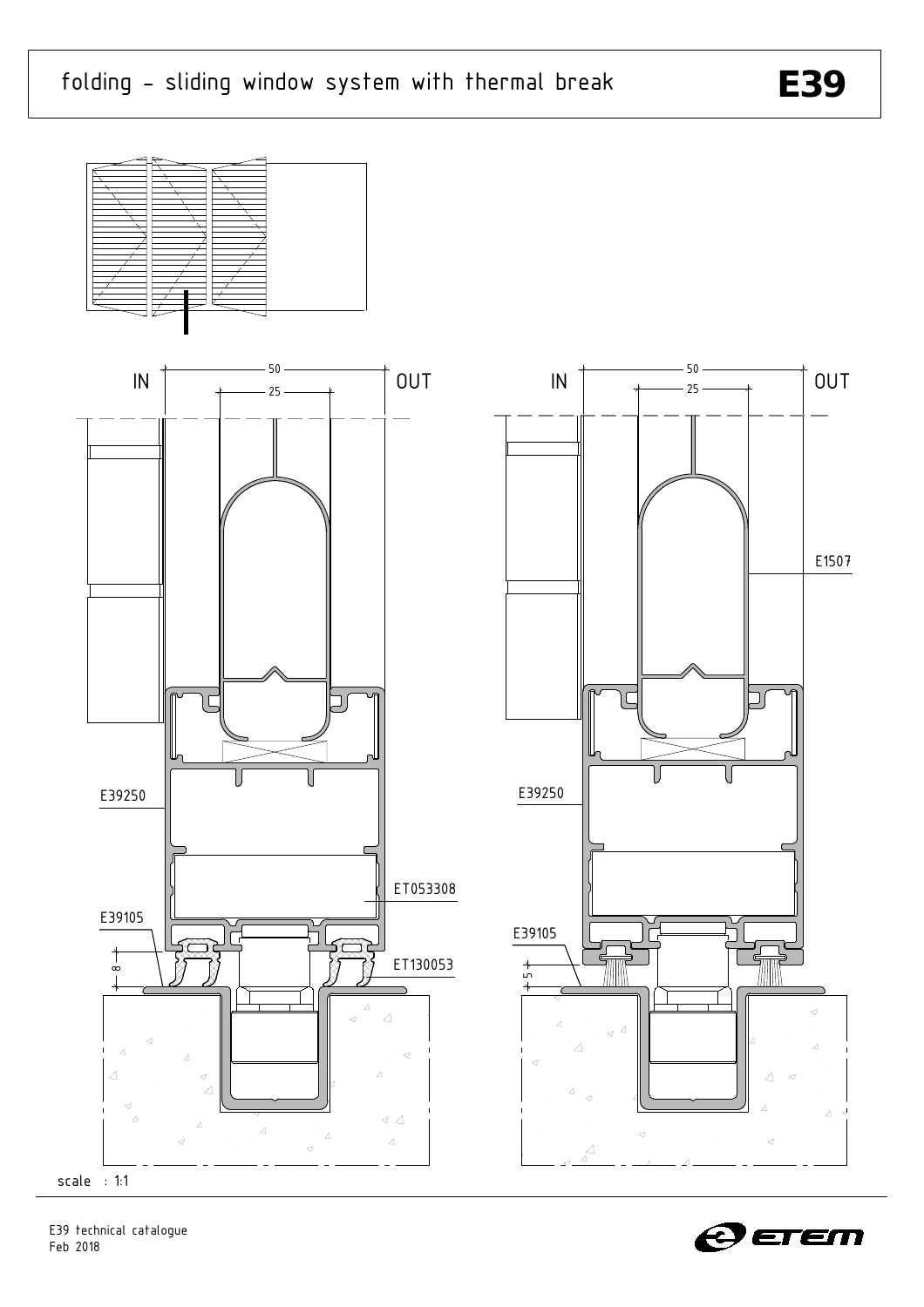# folding - sliding window system with thermal break

**E39**

IN 50 25 OUT

IN 50 25 OUT

E1507

E39250

ET053308

E39105

8

ET130053

E39250

E39105

5

scale : 1:1

E39 technical catalogue
Feb 2018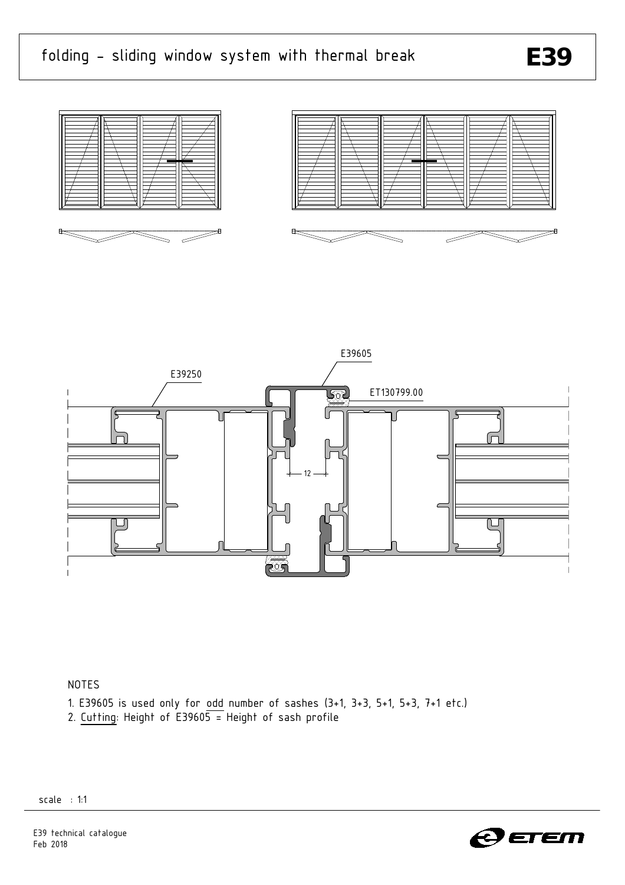# folding - sliding window system with thermal break

E39605

E39250

ET130799.00

12

NOTES

1. E39605 is used only for odd number of sashes (3+1, 3+3, 5+1, 5+3, 7+1 etc.)
2. Cutting: Height of E39605 = Height of sash profile

scale : 1:1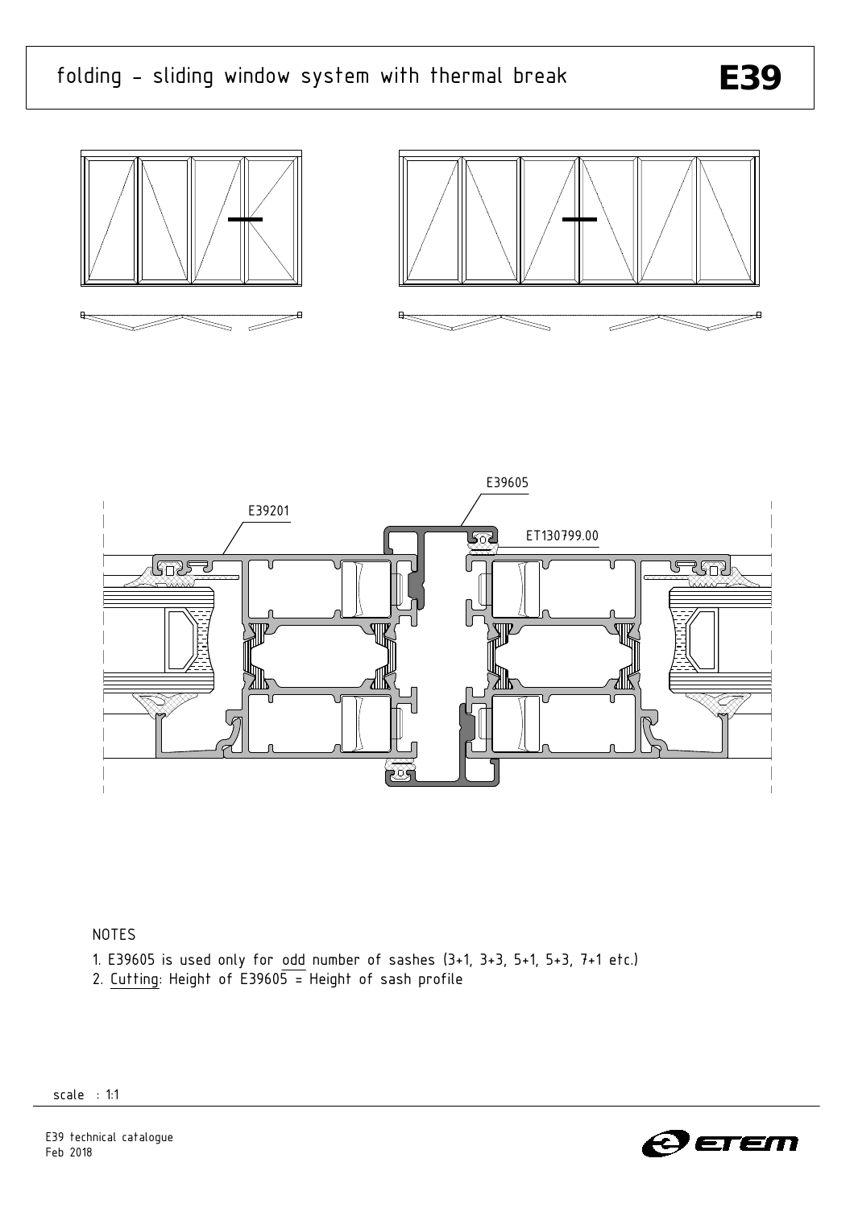# folding - sliding window system with thermal break

**E39**

E39605

E39201

ET130799.00

NOTES

1. E39605 is used only for odd number of sashes (3+1, 3+3, 5+1, 5+3, 7+1 etc.)
2. Cutting: Height of E39605 = Height of sash profile

scale : 1:1

E39 technical catalogue
Feb 2018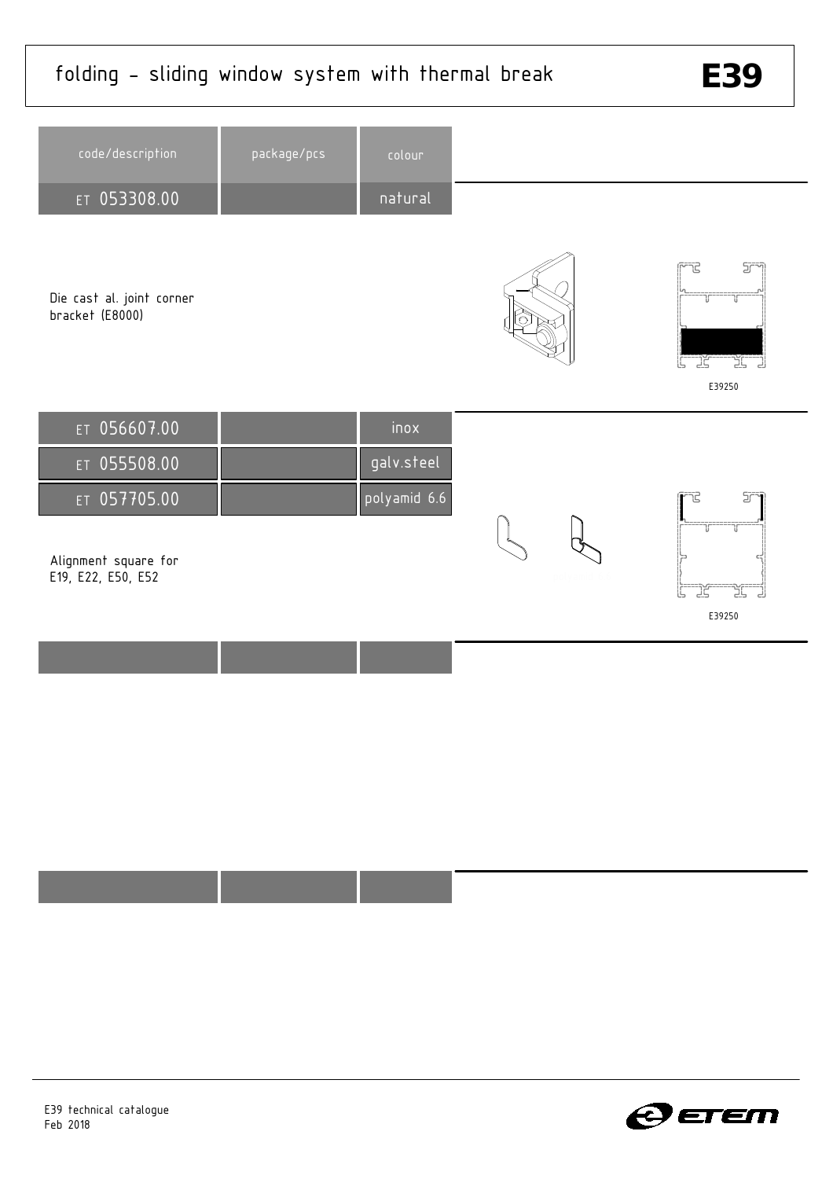# folding - sliding window system with thermal break

# E39

| code/description | package/pcs | colour |
| --- | --- | --- |
| ET 053308.00 | | natural |

Die cast al. joint corner bracket (E8000)

E39250

| | | |
| --- | --- | --- |
| ET 056607.00 | | inox |
| ET 055508.00 | | galv.steel |
| ET 057705.00 | | polyamid 6.6 |

Alignment square for E19, E22, E50, E52

E39250